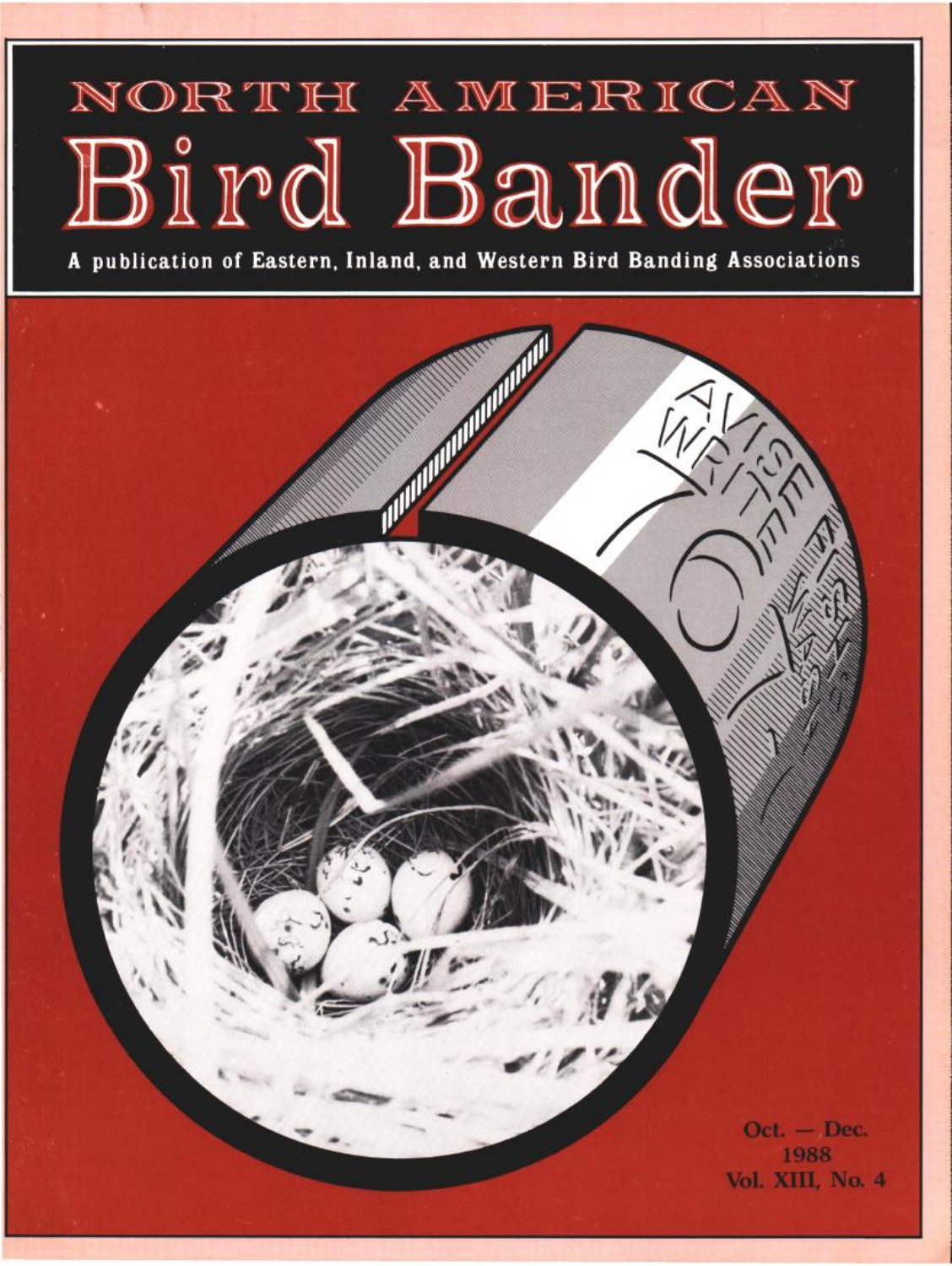# NORTH AMERICAN Bird Bander

**A publication of Eastern, Inland, and Western Bird Banding Associations**

Oct. — Dec.
1988
Vol. XIII, No. 4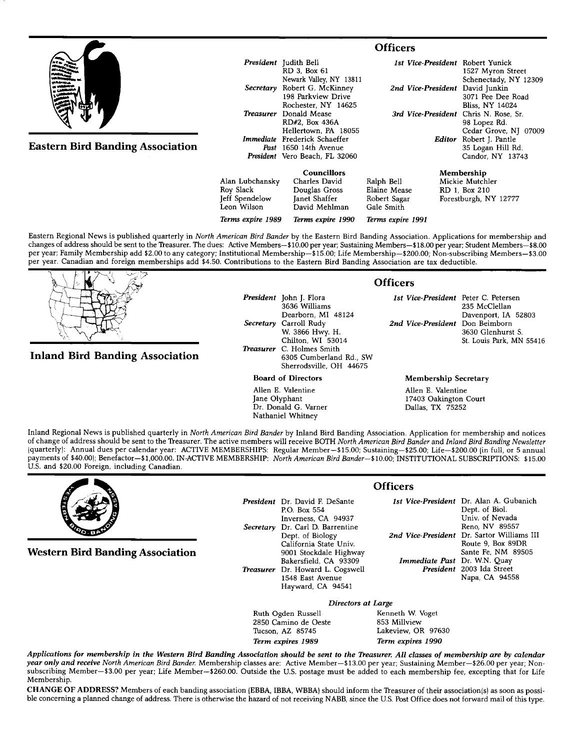## Eastern Bird Banding Association

### Officers

**President** Judith Bell
RD 3, Box 61
Newark Valley, NY 13811

**Secretary** Robert G. McKinney
198 Parkview Drive
Rochester, NY 14625

**Treasurer** Donald Mease
RD#2, Box 436A
Hellertown, PA 18055

**Immediate Past President** Frederick Schaeffer
1650 14th Avenue
Vero Beach, FL 32060

**1st Vice-President** Robert Yunick
1527 Myron Street
Schenectady, NY 12309

**2nd Vice-President** David Junkin
3071 Pee Dee Road
Bliss, NY 14024

**3rd Vice-President** Chris N. Rose, Sr.
98 Lopez Rd.
Cedar Grove, NJ 07009

**Editor** Robert J. Pantle
35 Logan Hill Rd.
Candor, NY 13743

**Councillors**

| | | |
|---|---|---|
| Alan Lubchansky | Charles David | Ralph Bell |
| Roy Slack | Douglas Gross | Elaine Mease |
| Jeff Spendelow | Janet Shaffer | Robert Sagar |
| Leon Wilson | David Mehlman | Gale Smith |
| *Terms expire 1989* | *Terms expire 1990* | *Terms expire 1991* |

**Membership**
Mickie Mutchler
RD 1, Box 210
Forestburgh, NY 12777

Eastern Regional News is published quarterly in *North American Bird Bander* by the Eastern Bird Banding Association. Applications for membership and changes of address should be sent to the Treasurer. The dues: Active Members—$10.00 per year; Sustaining Members—$18.00 per year; Student Members—$8.00 per year; Family Membership add $2.00 to any category; Institutional Membership—$15.00; Life Membership—$200.00; Non-subscribing Members—$3.00 per year. Canadian and foreign memberships add $4.50. Contributions to the Eastern Bird Banding Association are tax deductible.

## Inland Bird Banding Association

### Officers

**President** John J. Flora
3636 Williams
Dearborn, MI 48124

**Secretary** Carroll Rudy
W. 3866 Hwy. H.
Chilton, WI 53014

**Treasurer** C. Holmes Smith
6305 Cumberland Rd., SW
Sherrodsville, OH 44675

**1st Vice-President** Peter C. Petersen
235 McClellan
Davenport, IA 52803

**2nd Vice-President** Don Beimborn
3630 Glenhurst S.
St. Louis Park, MN 55416

**Board of Directors**

Allen E. Valentine
Jane Olyphant
Dr. Donald G. Varner
Nathaniel Whitney

**Membership Secretary**

Allen E. Valentine
17403 Oakington Court
Dallas, TX 75252

Inland Regional News is published quarterly in *North American Bird Bander* by Inland Bird Banding Association. Application for membership and notices of change of address should be sent to the Treasurer. The active members will receive BOTH *North American Bird Bander* and *Inland Bird Banding Newsletter* (quarterly): Annual dues per calendar year: ACTIVE MEMBERSHIPS: Regular Member—$15.00; Sustaining—$25.00; Life—$200.00 (in full, or 5 annual payments of $40.00); Benefactor—$1,000.00. IN-ACTIVE MEMBERSHIP: *North American Bird Bander*—$10.00; INSTITUTIONAL SUBSCRIPTIONS: $15.00 U.S. and $20.00 Foreign, including Canadian.

## Western Bird Banding Association

### Officers

**President** Dr. David F. DeSante
P.O. Box 554
Inverness, CA 94937

**Secretary** Dr. Carl D. Barrentine
Dept. of Biology
California State Univ.
9001 Stockdale Highway
Bakersfield, CA 93309

**Treasurer** Dr. Howard L. Cogswell
1548 East Avenue
Hayward, CA 94541

**1st Vice-President** Dr. Alan A. Gubanich
Dept. of Biol.
Univ. of Nevada
Reno, NV 89557

**2nd Vice-President** Dr. Sartor Williams III
Route 9, Box 89DR
Sante Fe, NM 89505

**Immediate Past President** Dr. W.N. Quay
2003 Ida Street
Napa, CA 94558

***Directors at Large***

| | |
|---|---|
| Ruth Ogden Russell | Kenneth W. Voget |
| 2850 Camino de Oeste | 853 Millview |
| Tucson, AZ 85745 | Lakeview, OR 97630 |
| *Term expires 1989* | *Term expires 1990* |

***Applications for membership in the Western Bird Banding Association should be sent to the Treasurer. All classes of membership are by calendar year only and receive North American Bird Bander.*** Membership classes are: Active Member—$13.00 per year; Sustaining Member—$26.00 per year; Non-subscribing Member—$3.00 per year; Life Member—$260.00. Outside the U.S. postage must be added to each membership fee, excepting that for Life Membership.

**CHANGE OF ADDRESS?** Members of each banding association (EBBA, IBBA, WBBA) should inform the Treasurer of their association(s) as soon as possible concerning a planned change of address. There is otherwise the hazard of not receiving NABB, since the U.S. Post Office does not forward mail of this type.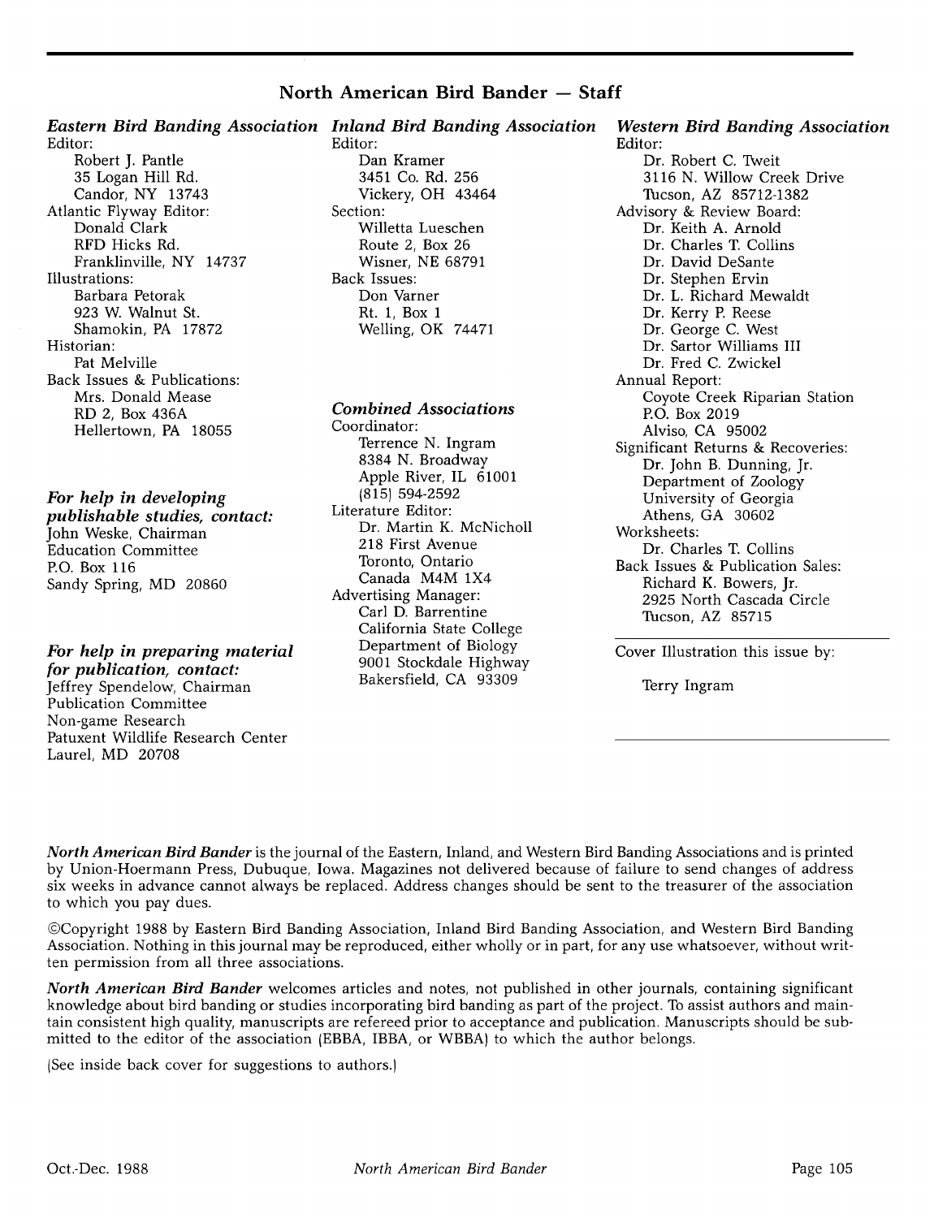## North American Bird Bander — Staff

### *Eastern Bird Banding Association*

Editor:
Robert J. Pantle
35 Logan Hill Rd.
Candor, NY 13743

Atlantic Flyway Editor:
Donald Clark
RFD Hicks Rd.
Franklinville, NY 14737

Illustrations:
Barbara Petorak
923 W. Walnut St.
Shamokin, PA 17872

Historian:
Pat Melville

Back Issues & Publications:
Mrs. Donald Mease
RD 2, Box 436A
Hellertown, PA 18055

### *For help in developing publishable studies, contact:*

John Weske, Chairman
Education Committee
P.O. Box 116
Sandy Spring, MD 20860

### *For help in preparing material for publication, contact:*

Jeffrey Spendelow, Chairman
Publication Committee
Non-game Research
Patuxent Wildlife Research Center
Laurel, MD 20708

### *Inland Bird Banding Association*

Editor:
Dan Kramer
3451 Co. Rd. 256
Vickery, OH 43464

Section:
Willetta Lueschen
Route 2, Box 26
Wisner, NE 68791

Back Issues:
Don Varner
Rt. 1, Box 1
Welling, OK 74471

### *Combined Associations*

Coordinator:
Terrence N. Ingram
8384 N. Broadway
Apple River, IL 61001
(815) 594-2592

Literature Editor:
Dr. Martin K. McNicholl
218 First Avenue
Toronto, Ontario
Canada M4M 1X4

Advertising Manager:
Carl D. Barrentine
California State College
Department of Biology
9001 Stockdale Highway
Bakersfield, CA 93309

### *Western Bird Banding Association*

Editor:
Dr. Robert C. Tweit
3116 N. Willow Creek Drive
Tucson, AZ 85712-1382

Advisory & Review Board:
Dr. Keith A. Arnold
Dr. Charles T. Collins
Dr. David DeSante
Dr. Stephen Ervin
Dr. L. Richard Mewaldt
Dr. Kerry P. Reese
Dr. George C. West
Dr. Sartor Williams III
Dr. Fred C. Zwickel

Annual Report:
Coyote Creek Riparian Station
P.O. Box 2019
Alviso, CA 95002

Significant Returns & Recoveries:
Dr. John B. Dunning, Jr.
Department of Zoology
University of Georgia
Athens, GA 30602

Worksheets:
Dr. Charles T. Collins

Back Issues & Publication Sales:
Richard K. Bowers, Jr.
2925 North Cascada Circle
Tucson, AZ 85715

---

Cover Illustration this issue by:

Terry Ingram

---

***North American Bird Bander*** is the journal of the Eastern, Inland, and Western Bird Banding Associations and is printed by Union-Hoermann Press, Dubuque, Iowa. Magazines not delivered because of failure to send changes of address six weeks in advance cannot always be replaced. Address changes should be sent to the treasurer of the association to which you pay dues.

©Copyright 1988 by Eastern Bird Banding Association, Inland Bird Banding Association, and Western Bird Banding Association. Nothing in this journal may be reproduced, either wholly or in part, for any use whatsoever, without written permission from all three associations.

***North American Bird Bander*** welcomes articles and notes, not published in other journals, containing significant knowledge about bird banding or studies incorporating bird banding as part of the project. To assist authors and maintain consistent high quality, manuscripts are refereed prior to acceptance and publication. Manuscripts should be submitted to the editor of the association (EBBA, IBBA, or WBBA) to which the author belongs.

(See inside back cover for suggestions to authors.)